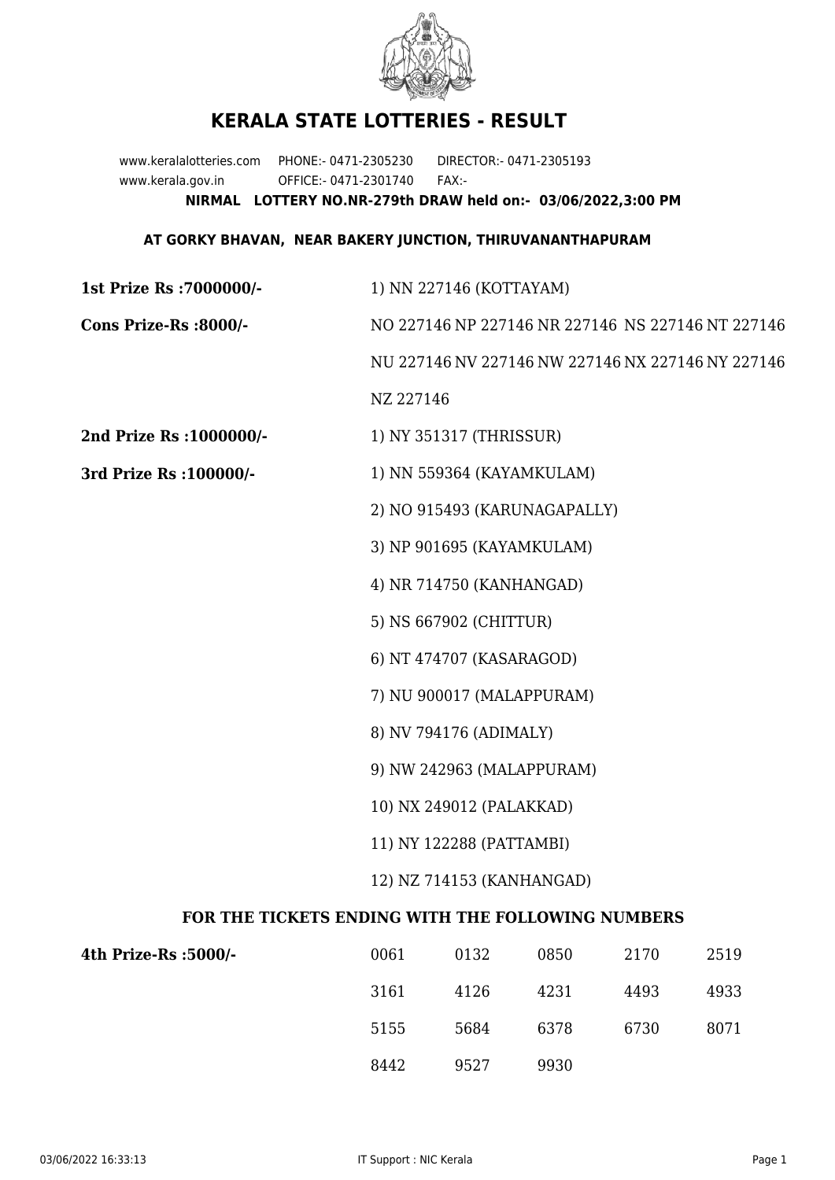# KERALA STATE LOTTERIES - RESULT

www.keralalotteries.com PHONE:- 0471-2305230 DIRECTOR:- 0471-2305193
www.kerala.gov.in OFFICE:- 0471-2301740 FAX:-

**NIRMAL LOTTERY NO.NR-279th DRAW held on:- 03/06/2022,3:00 PM**

**AT GORKY BHAVAN, NEAR BAKERY JUNCTION, THIRUVANANTHAPURAM**

**1st Prize Rs :7000000/-** 1) NN 227146 (KOTTAYAM)

**Cons Prize-Rs :8000/-** NO 227146 NP 227146 NR 227146 NS 227146 NT 227146 NU 227146 NV 227146 NW 227146 NX 227146 NY 227146 NZ 227146

**2nd Prize Rs :1000000/-** 1) NY 351317 (THRISSUR)

**3rd Prize Rs :100000/-**

1) NN 559364 (KAYAMKULAM)
2) NO 915493 (KARUNAGAPALLY)
3) NP 901695 (KAYAMKULAM)
4) NR 714750 (KANHANGAD)
5) NS 667902 (CHITTUR)
6) NT 474707 (KASARAGOD)
7) NU 900017 (MALAPPURAM)
8) NV 794176 (ADIMALY)
9) NW 242963 (MALAPPURAM)
10) NX 249012 (PALAKKAD)
11) NY 122288 (PATTAMBI)
12) NZ 714153 (KANHANGAD)

### FOR THE TICKETS ENDING WITH THE FOLLOWING NUMBERS

**4th Prize-Rs :5000/-**

| | | | | |
|---|---|---|---|---|
| 0061 | 0132 | 0850 | 2170 | 2519 |
| 3161 | 4126 | 4231 | 4493 | 4933 |
| 5155 | 5684 | 6378 | 6730 | 8071 |
| 8442 | 9527 | 9930 | | |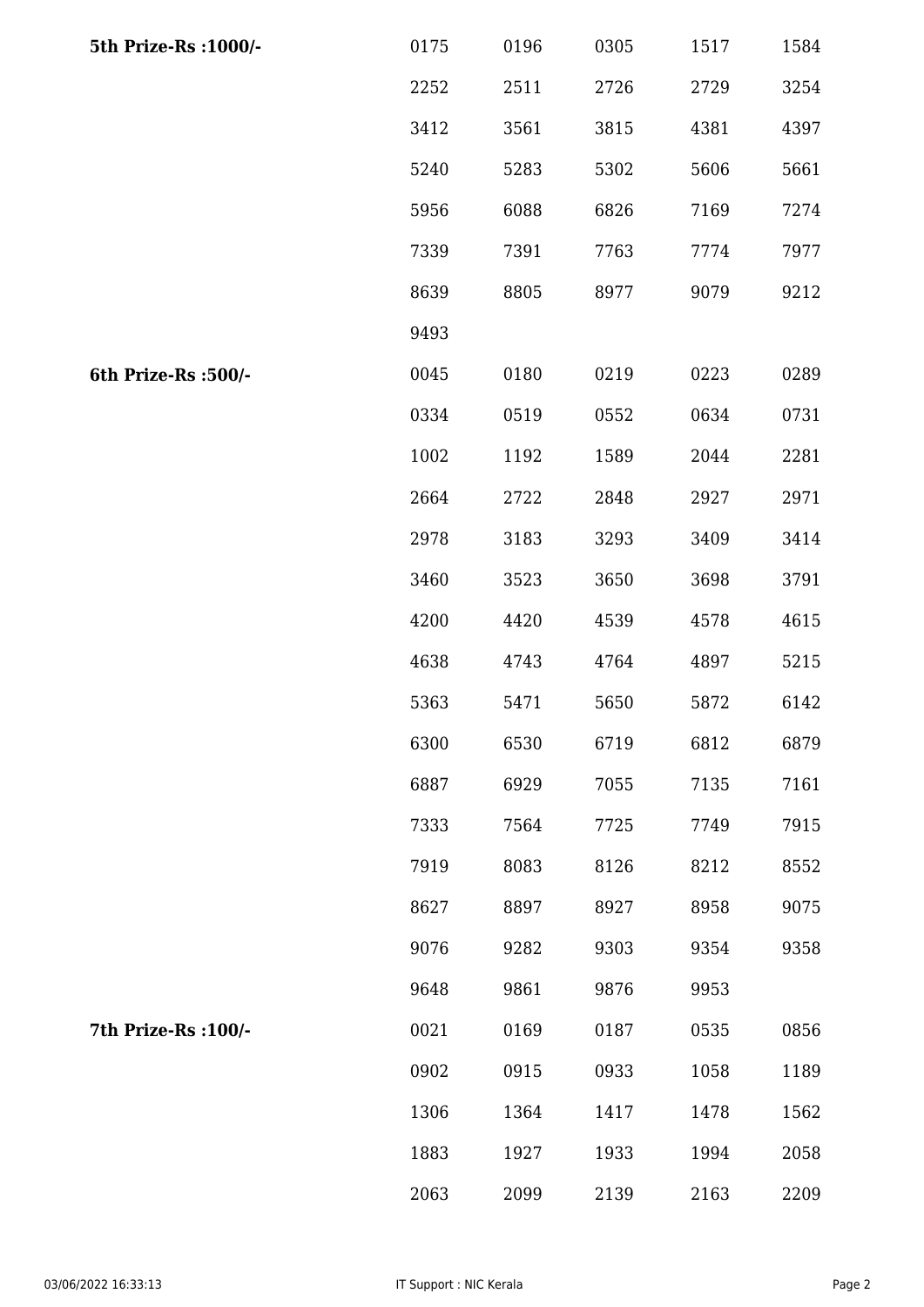| | | | | | |
|---|---|---|---|---|---|
| **5th Prize-Rs :1000/-** | 0175 | 0196 | 0305 | 1517 | 1584 |
| | 2252 | 2511 | 2726 | 2729 | 3254 |
| | 3412 | 3561 | 3815 | 4381 | 4397 |
| | 5240 | 5283 | 5302 | 5606 | 5661 |
| | 5956 | 6088 | 6826 | 7169 | 7274 |
| | 7339 | 7391 | 7763 | 7774 | 7977 |
| | 8639 | 8805 | 8977 | 9079 | 9212 |
| | 9493 | | | | |
| **6th Prize-Rs :500/-** | 0045 | 0180 | 0219 | 0223 | 0289 |
| | 0334 | 0519 | 0552 | 0634 | 0731 |
| | 1002 | 1192 | 1589 | 2044 | 2281 |
| | 2664 | 2722 | 2848 | 2927 | 2971 |
| | 2978 | 3183 | 3293 | 3409 | 3414 |
| | 3460 | 3523 | 3650 | 3698 | 3791 |
| | 4200 | 4420 | 4539 | 4578 | 4615 |
| | 4638 | 4743 | 4764 | 4897 | 5215 |
| | 5363 | 5471 | 5650 | 5872 | 6142 |
| | 6300 | 6530 | 6719 | 6812 | 6879 |
| | 6887 | 6929 | 7055 | 7135 | 7161 |
| | 7333 | 7564 | 7725 | 7749 | 7915 |
| | 7919 | 8083 | 8126 | 8212 | 8552 |
| | 8627 | 8897 | 8927 | 8958 | 9075 |
| | 9076 | 9282 | 9303 | 9354 | 9358 |
| | 9648 | 9861 | 9876 | 9953 | |
| **7th Prize-Rs :100/-** | 0021 | 0169 | 0187 | 0535 | 0856 |
| | 0902 | 0915 | 0933 | 1058 | 1189 |
| | 1306 | 1364 | 1417 | 1478 | 1562 |
| | 1883 | 1927 | 1933 | 1994 | 2058 |
| | 2063 | 2099 | 2139 | 2163 | 2209 |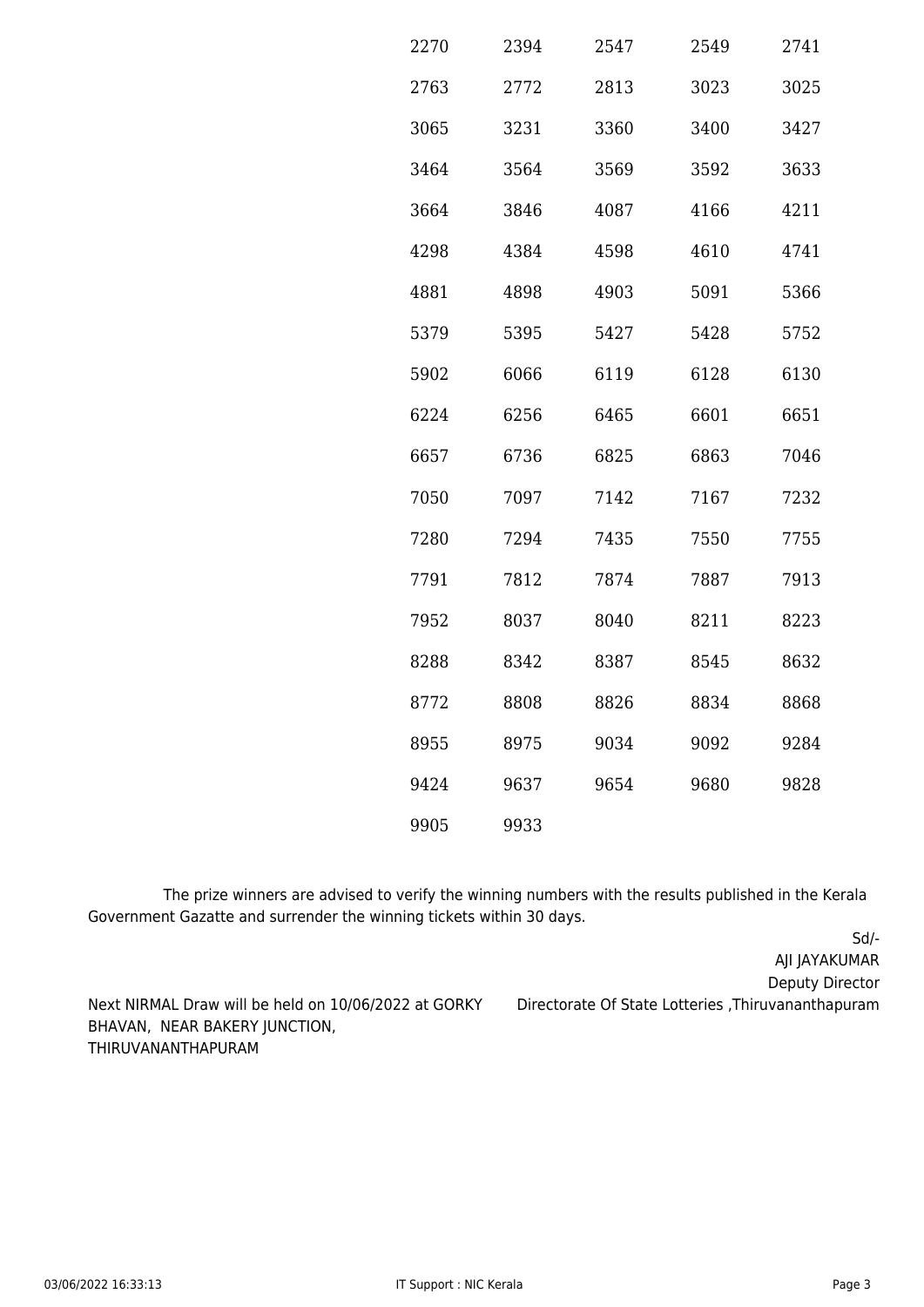| | | | | |
|---|---|---|---|---|
| 2270 | 2394 | 2547 | 2549 | 2741 |
| 2763 | 2772 | 2813 | 3023 | 3025 |
| 3065 | 3231 | 3360 | 3400 | 3427 |
| 3464 | 3564 | 3569 | 3592 | 3633 |
| 3664 | 3846 | 4087 | 4166 | 4211 |
| 4298 | 4384 | 4598 | 4610 | 4741 |
| 4881 | 4898 | 4903 | 5091 | 5366 |
| 5379 | 5395 | 5427 | 5428 | 5752 |
| 5902 | 6066 | 6119 | 6128 | 6130 |
| 6224 | 6256 | 6465 | 6601 | 6651 |
| 6657 | 6736 | 6825 | 6863 | 7046 |
| 7050 | 7097 | 7142 | 7167 | 7232 |
| 7280 | 7294 | 7435 | 7550 | 7755 |
| 7791 | 7812 | 7874 | 7887 | 7913 |
| 7952 | 8037 | 8040 | 8211 | 8223 |
| 8288 | 8342 | 8387 | 8545 | 8632 |
| 8772 | 8808 | 8826 | 8834 | 8868 |
| 8955 | 8975 | 9034 | 9092 | 9284 |
| 9424 | 9637 | 9654 | 9680 | 9828 |
| 9905 | 9933 | | | |

The prize winners are advised to verify the winning numbers with the results published in the Kerala Government Gazatte and surrender the winning tickets within 30 days.

Sd/-
AJI JAYAKUMAR
Deputy Director
Directorate Of State Lotteries ,Thiruvananthapuram

Next NIRMAL Draw will be held on 10/06/2022 at GORKY BHAVAN, NEAR BAKERY JUNCTION, THIRUVANANTHAPURAM